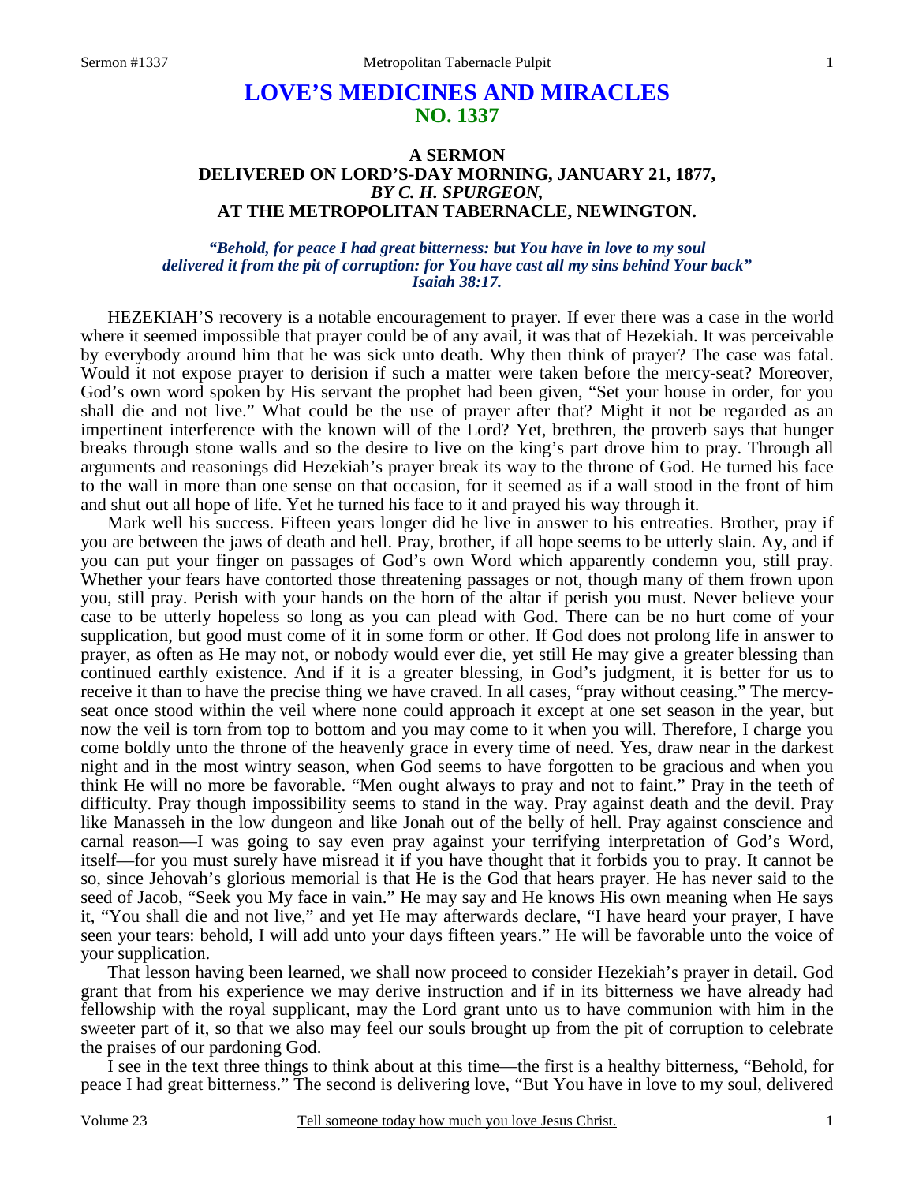# LOVE'S MEDICINES AND MIRACLES
## NO. 1337

### A SERMON
### DELIVERED ON LORD'S-DAY MORNING, JANUARY 21, 1877,
### *BY C. H. SPURGEON,*
### AT THE METROPOLITAN TABERNACLE, NEWINGTON.

*"Behold, for peace I had great bitterness: but You have in love to my soul delivered it from the pit of corruption: for You have cast all my sins behind Your back" Isaiah 38:17.*

HEZEKIAH'S recovery is a notable encouragement to prayer. If ever there was a case in the world where it seemed impossible that prayer could be of any avail, it was that of Hezekiah. It was perceivable by everybody around him that he was sick unto death. Why then think of prayer? The case was fatal. Would it not expose prayer to derision if such a matter were taken before the mercy-seat? Moreover, God's own word spoken by His servant the prophet had been given, "Set your house in order, for you shall die and not live." What could be the use of prayer after that? Might it not be regarded as an impertinent interference with the known will of the Lord? Yet, brethren, the proverb says that hunger breaks through stone walls and so the desire to live on the king's part drove him to pray. Through all arguments and reasonings did Hezekiah's prayer break its way to the throne of God. He turned his face to the wall in more than one sense on that occasion, for it seemed as if a wall stood in the front of him and shut out all hope of life. Yet he turned his face to it and prayed his way through it.

Mark well his success. Fifteen years longer did he live in answer to his entreaties. Brother, pray if you are between the jaws of death and hell. Pray, brother, if all hope seems to be utterly slain. Ay, and if you can put your finger on passages of God's own Word which apparently condemn you, still pray. Whether your fears have contorted those threatening passages or not, though many of them frown upon you, still pray. Perish with your hands on the horn of the altar if perish you must. Never believe your case to be utterly hopeless so long as you can plead with God. There can be no hurt come of your supplication, but good must come of it in some form or other. If God does not prolong life in answer to prayer, as often as He may not, or nobody would ever die, yet still He may give a greater blessing than continued earthly existence. And if it is a greater blessing, in God's judgment, it is better for us to receive it than to have the precise thing we have craved. In all cases, "pray without ceasing." The mercy-seat once stood within the veil where none could approach it except at one set season in the year, but now the veil is torn from top to bottom and you may come to it when you will. Therefore, I charge you come boldly unto the throne of the heavenly grace in every time of need. Yes, draw near in the darkest night and in the most wintry season, when God seems to have forgotten to be gracious and when you think He will no more be favorable. "Men ought always to pray and not to faint." Pray in the teeth of difficulty. Pray though impossibility seems to stand in the way. Pray against death and the devil. Pray like Manasseh in the low dungeon and like Jonah out of the belly of hell. Pray against conscience and carnal reason—I was going to say even pray against your terrifying interpretation of God's Word, itself—for you must surely have misread it if you have thought that it forbids you to pray. It cannot be so, since Jehovah's glorious memorial is that He is the God that hears prayer. He has never said to the seed of Jacob, "Seek you My face in vain." He may say and He knows His own meaning when He says it, "You shall die and not live," and yet He may afterwards declare, "I have heard your prayer, I have seen your tears: behold, I will add unto your days fifteen years." He will be favorable unto the voice of your supplication.

That lesson having been learned, we shall now proceed to consider Hezekiah's prayer in detail. God grant that from his experience we may derive instruction and if in its bitterness we have already had fellowship with the royal supplicant, may the Lord grant unto us to have communion with him in the sweeter part of it, so that we also may feel our souls brought up from the pit of corruption to celebrate the praises of our pardoning God.

I see in the text three things to think about at this time—the first is a healthy bitterness, "Behold, for peace I had great bitterness." The second is delivering love, "But You have in love to my soul, delivered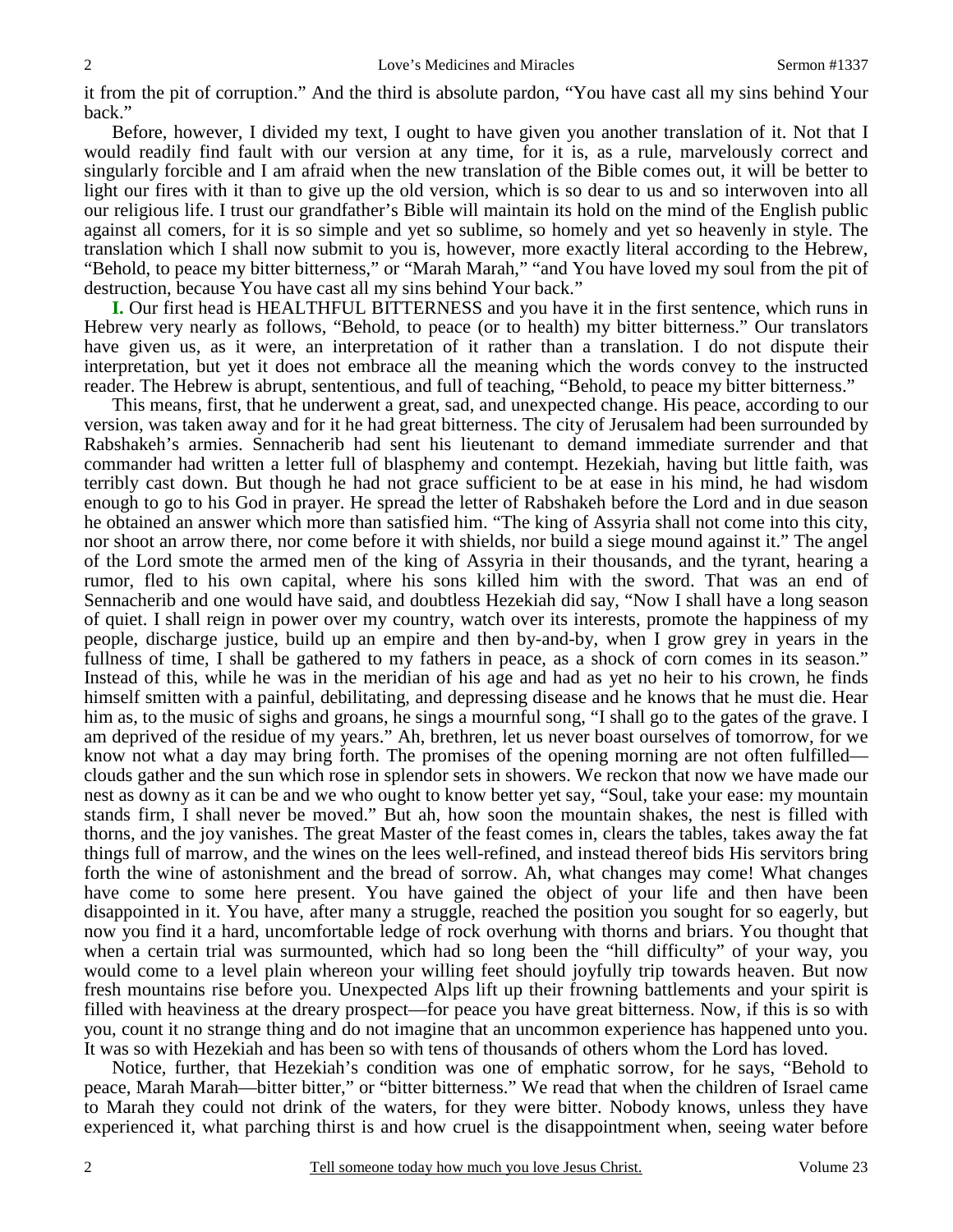it from the pit of corruption." And the third is absolute pardon, "You have cast all my sins behind Your back."

Before, however, I divided my text, I ought to have given you another translation of it. Not that I would readily find fault with our version at any time, for it is, as a rule, marvelously correct and singularly forcible and I am afraid when the new translation of the Bible comes out, it will be better to light our fires with it than to give up the old version, which is so dear to us and so interwoven into all our religious life. I trust our grandfather's Bible will maintain its hold on the mind of the English public against all comers, for it is so simple and yet so sublime, so homely and yet so heavenly in style. The translation which I shall now submit to you is, however, more exactly literal according to the Hebrew, "Behold, to peace my bitter bitterness," or "Marah Marah," "and You have loved my soul from the pit of destruction, because You have cast all my sins behind Your back."

**I.** Our first head is HEALTHFUL BITTERNESS and you have it in the first sentence, which runs in Hebrew very nearly as follows, "Behold, to peace (or to health) my bitter bitterness." Our translators have given us, as it were, an interpretation of it rather than a translation. I do not dispute their interpretation, but yet it does not embrace all the meaning which the words convey to the instructed reader. The Hebrew is abrupt, sententious, and full of teaching, "Behold, to peace my bitter bitterness."

This means, first, that he underwent a great, sad, and unexpected change. His peace, according to our version, was taken away and for it he had great bitterness. The city of Jerusalem had been surrounded by Rabshakeh's armies. Sennacherib had sent his lieutenant to demand immediate surrender and that commander had written a letter full of blasphemy and contempt. Hezekiah, having but little faith, was terribly cast down. But though he had not grace sufficient to be at ease in his mind, he had wisdom enough to go to his God in prayer. He spread the letter of Rabshakeh before the Lord and in due season he obtained an answer which more than satisfied him. "The king of Assyria shall not come into this city, nor shoot an arrow there, nor come before it with shields, nor build a siege mound against it." The angel of the Lord smote the armed men of the king of Assyria in their thousands, and the tyrant, hearing a rumor, fled to his own capital, where his sons killed him with the sword. That was an end of Sennacherib and one would have said, and doubtless Hezekiah did say, "Now I shall have a long season of quiet. I shall reign in power over my country, watch over its interests, promote the happiness of my people, discharge justice, build up an empire and then by-and-by, when I grow grey in years in the fullness of time, I shall be gathered to my fathers in peace, as a shock of corn comes in its season." Instead of this, while he was in the meridian of his age and had as yet no heir to his crown, he finds himself smitten with a painful, debilitating, and depressing disease and he knows that he must die. Hear him as, to the music of sighs and groans, he sings a mournful song, "I shall go to the gates of the grave. I am deprived of the residue of my years." Ah, brethren, let us never boast ourselves of tomorrow, for we know not what a day may bring forth. The promises of the opening morning are not often fulfilled—clouds gather and the sun which rose in splendor sets in showers. We reckon that now we have made our nest as downy as it can be and we who ought to know better yet say, "Soul, take your ease: my mountain stands firm, I shall never be moved." But ah, how soon the mountain shakes, the nest is filled with thorns, and the joy vanishes. The great Master of the feast comes in, clears the tables, takes away the fat things full of marrow, and the wines on the lees well-refined, and instead thereof bids His servitors bring forth the wine of astonishment and the bread of sorrow. Ah, what changes may come! What changes have come to some here present. You have gained the object of your life and then have been disappointed in it. You have, after many a struggle, reached the position you sought for so eagerly, but now you find it a hard, uncomfortable ledge of rock overhung with thorns and briars. You thought that when a certain trial was surmounted, which had so long been the "hill difficulty" of your way, you would come to a level plain whereon your willing feet should joyfully trip towards heaven. But now fresh mountains rise before you. Unexpected Alps lift up their frowning battlements and your spirit is filled with heaviness at the dreary prospect—for peace you have great bitterness. Now, if this is so with you, count it no strange thing and do not imagine that an uncommon experience has happened unto you. It was so with Hezekiah and has been so with tens of thousands of others whom the Lord has loved.

Notice, further, that Hezekiah's condition was one of emphatic sorrow, for he says, "Behold to peace, Marah Marah—bitter bitter," or "bitter bitterness." We read that when the children of Israel came to Marah they could not drink of the waters, for they were bitter. Nobody knows, unless they have experienced it, what parching thirst is and how cruel is the disappointment when, seeing water before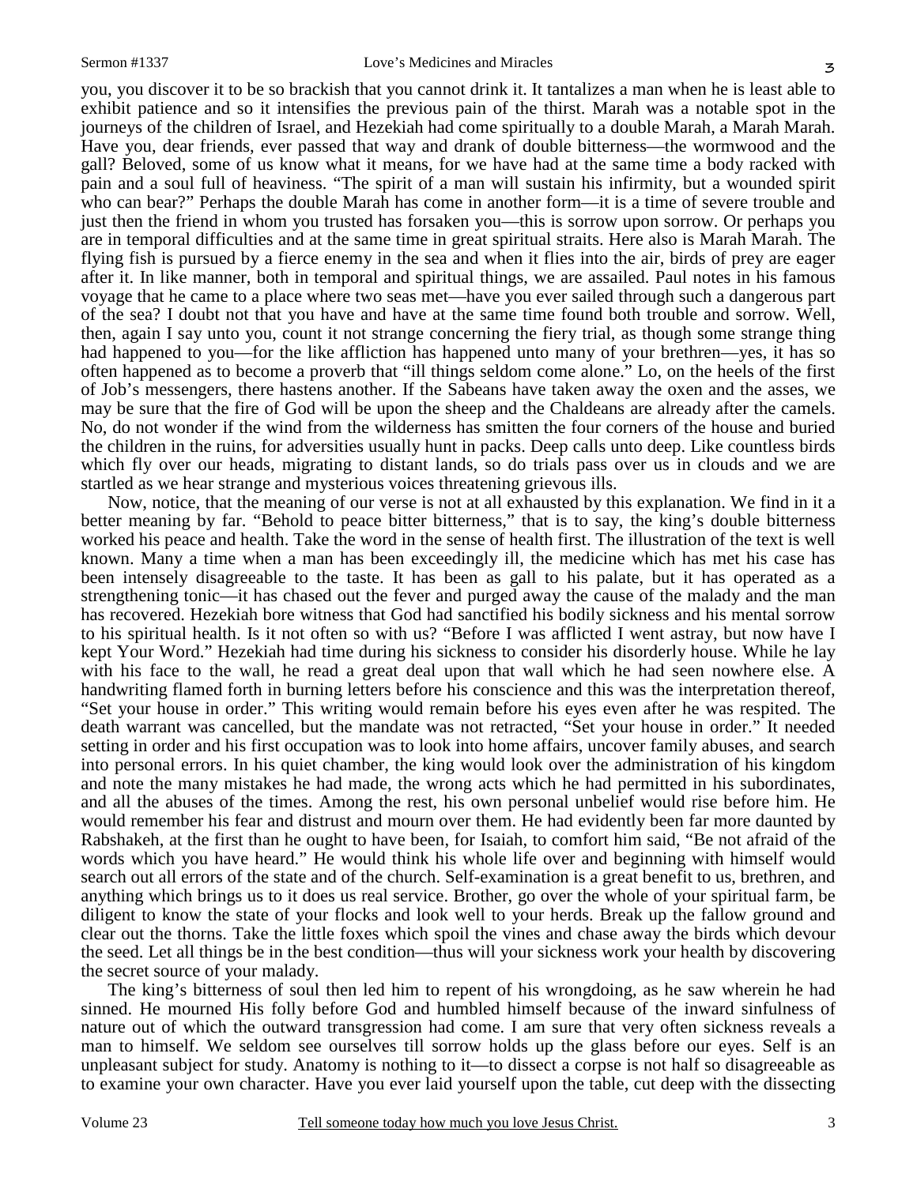you, you discover it to be so brackish that you cannot drink it. It tantalizes a man when he is least able to exhibit patience and so it intensifies the previous pain of the thirst. Marah was a notable spot in the journeys of the children of Israel, and Hezekiah had come spiritually to a double Marah, a Marah Marah. Have you, dear friends, ever passed that way and drank of double bitterness—the wormwood and the gall? Beloved, some of us know what it means, for we have had at the same time a body racked with pain and a soul full of heaviness. "The spirit of a man will sustain his infirmity, but a wounded spirit who can bear?" Perhaps the double Marah has come in another form—it is a time of severe trouble and just then the friend in whom you trusted has forsaken you—this is sorrow upon sorrow. Or perhaps you are in temporal difficulties and at the same time in great spiritual straits. Here also is Marah Marah. The flying fish is pursued by a fierce enemy in the sea and when it flies into the air, birds of prey are eager after it. In like manner, both in temporal and spiritual things, we are assailed. Paul notes in his famous voyage that he came to a place where two seas met—have you ever sailed through such a dangerous part of the sea? I doubt not that you have and have at the same time found both trouble and sorrow. Well, then, again I say unto you, count it not strange concerning the fiery trial, as though some strange thing had happened to you—for the like affliction has happened unto many of your brethren—yes, it has so often happened as to become a proverb that "ill things seldom come alone." Lo, on the heels of the first of Job's messengers, there hastens another. If the Sabeans have taken away the oxen and the asses, we may be sure that the fire of God will be upon the sheep and the Chaldeans are already after the camels. No, do not wonder if the wind from the wilderness has smitten the four corners of the house and buried the children in the ruins, for adversities usually hunt in packs. Deep calls unto deep. Like countless birds which fly over our heads, migrating to distant lands, so do trials pass over us in clouds and we are startled as we hear strange and mysterious voices threatening grievous ills.

Now, notice, that the meaning of our verse is not at all exhausted by this explanation. We find in it a better meaning by far. "Behold to peace bitter bitterness," that is to say, the king's double bitterness worked his peace and health. Take the word in the sense of health first. The illustration of the text is well known. Many a time when a man has been exceedingly ill, the medicine which has met his case has been intensely disagreeable to the taste. It has been as gall to his palate, but it has operated as a strengthening tonic—it has chased out the fever and purged away the cause of the malady and the man has recovered. Hezekiah bore witness that God had sanctified his bodily sickness and his mental sorrow to his spiritual health. Is it not often so with us? "Before I was afflicted I went astray, but now have I kept Your Word." Hezekiah had time during his sickness to consider his disorderly house. While he lay with his face to the wall, he read a great deal upon that wall which he had seen nowhere else. A handwriting flamed forth in burning letters before his conscience and this was the interpretation thereof, "Set your house in order." This writing would remain before his eyes even after he was respited. The death warrant was cancelled, but the mandate was not retracted, "Set your house in order." It needed setting in order and his first occupation was to look into home affairs, uncover family abuses, and search into personal errors. In his quiet chamber, the king would look over the administration of his kingdom and note the many mistakes he had made, the wrong acts which he had permitted in his subordinates, and all the abuses of the times. Among the rest, his own personal unbelief would rise before him. He would remember his fear and distrust and mourn over them. He had evidently been far more daunted by Rabshakeh, at the first than he ought to have been, for Isaiah, to comfort him said, "Be not afraid of the words which you have heard." He would think his whole life over and beginning with himself would search out all errors of the state and of the church. Self-examination is a great benefit to us, brethren, and anything which brings us to it does us real service. Brother, go over the whole of your spiritual farm, be diligent to know the state of your flocks and look well to your herds. Break up the fallow ground and clear out the thorns. Take the little foxes which spoil the vines and chase away the birds which devour the seed. Let all things be in the best condition—thus will your sickness work your health by discovering the secret source of your malady.

The king's bitterness of soul then led him to repent of his wrongdoing, as he saw wherein he had sinned. He mourned His folly before God and humbled himself because of the inward sinfulness of nature out of which the outward transgression had come. I am sure that very often sickness reveals a man to himself. We seldom see ourselves till sorrow holds up the glass before our eyes. Self is an unpleasant subject for study. Anatomy is nothing to it—to dissect a corpse is not half so disagreeable as to examine your own character. Have you ever laid yourself upon the table, cut deep with the dissecting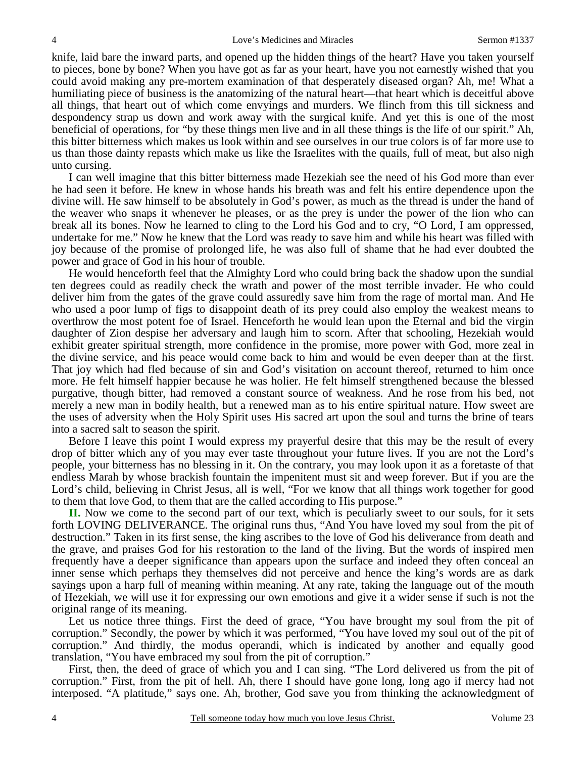knife, laid bare the inward parts, and opened up the hidden things of the heart? Have you taken yourself to pieces, bone by bone? When you have got as far as your heart, have you not earnestly wished that you could avoid making any pre-mortem examination of that desperately diseased organ? Ah, me! What a humiliating piece of business is the anatomizing of the natural heart—that heart which is deceitful above all things, that heart out of which come envyings and murders. We flinch from this till sickness and despondency strap us down and work away with the surgical knife. And yet this is one of the most beneficial of operations, for "by these things men live and in all these things is the life of our spirit." Ah, this bitter bitterness which makes us look within and see ourselves in our true colors is of far more use to us than those dainty repasts which make us like the Israelites with the quails, full of meat, but also nigh unto cursing.

I can well imagine that this bitter bitterness made Hezekiah see the need of his God more than ever he had seen it before. He knew in whose hands his breath was and felt his entire dependence upon the divine will. He saw himself to be absolutely in God's power, as much as the thread is under the hand of the weaver who snaps it whenever he pleases, or as the prey is under the power of the lion who can break all its bones. Now he learned to cling to the Lord his God and to cry, "O Lord, I am oppressed, undertake for me." Now he knew that the Lord was ready to save him and while his heart was filled with joy because of the promise of prolonged life, he was also full of shame that he had ever doubted the power and grace of God in his hour of trouble.

He would henceforth feel that the Almighty Lord who could bring back the shadow upon the sundial ten degrees could as readily check the wrath and power of the most terrible invader. He who could deliver him from the gates of the grave could assuredly save him from the rage of mortal man. And He who used a poor lump of figs to disappoint death of its prey could also employ the weakest means to overthrow the most potent foe of Israel. Henceforth he would lean upon the Eternal and bid the virgin daughter of Zion despise her adversary and laugh him to scorn. After that schooling, Hezekiah would exhibit greater spiritual strength, more confidence in the promise, more power with God, more zeal in the divine service, and his peace would come back to him and would be even deeper than at the first. That joy which had fled because of sin and God's visitation on account thereof, returned to him once more. He felt himself happier because he was holier. He felt himself strengthened because the blessed purgative, though bitter, had removed a constant source of weakness. And he rose from his bed, not merely a new man in bodily health, but a renewed man as to his entire spiritual nature. How sweet are the uses of adversity when the Holy Spirit uses His sacred art upon the soul and turns the brine of tears into a sacred salt to season the spirit.

Before I leave this point I would express my prayerful desire that this may be the result of every drop of bitter which any of you may ever taste throughout your future lives. If you are not the Lord's people, your bitterness has no blessing in it. On the contrary, you may look upon it as a foretaste of that endless Marah by whose brackish fountain the impenitent must sit and weep forever. But if you are the Lord's child, believing in Christ Jesus, all is well, "For we know that all things work together for good to them that love God, to them that are the called according to His purpose."

**II.** Now we come to the second part of our text, which is peculiarly sweet to our souls, for it sets forth LOVING DELIVERANCE. The original runs thus, "And You have loved my soul from the pit of destruction." Taken in its first sense, the king ascribes to the love of God his deliverance from death and the grave, and praises God for his restoration to the land of the living. But the words of inspired men frequently have a deeper significance than appears upon the surface and indeed they often conceal an inner sense which perhaps they themselves did not perceive and hence the king's words are as dark sayings upon a harp full of meaning within meaning. At any rate, taking the language out of the mouth of Hezekiah, we will use it for expressing our own emotions and give it a wider sense if such is not the original range of its meaning.

Let us notice three things. First the deed of grace, "You have brought my soul from the pit of corruption." Secondly, the power by which it was performed, "You have loved my soul out of the pit of corruption." And thirdly, the modus operandi, which is indicated by another and equally good translation, "You have embraced my soul from the pit of corruption."

First, then, the deed of grace of which you and I can sing. "The Lord delivered us from the pit of corruption." First, from the pit of hell. Ah, there I should have gone long, long ago if mercy had not interposed. "A platitude," says one. Ah, brother, God save you from thinking the acknowledgment of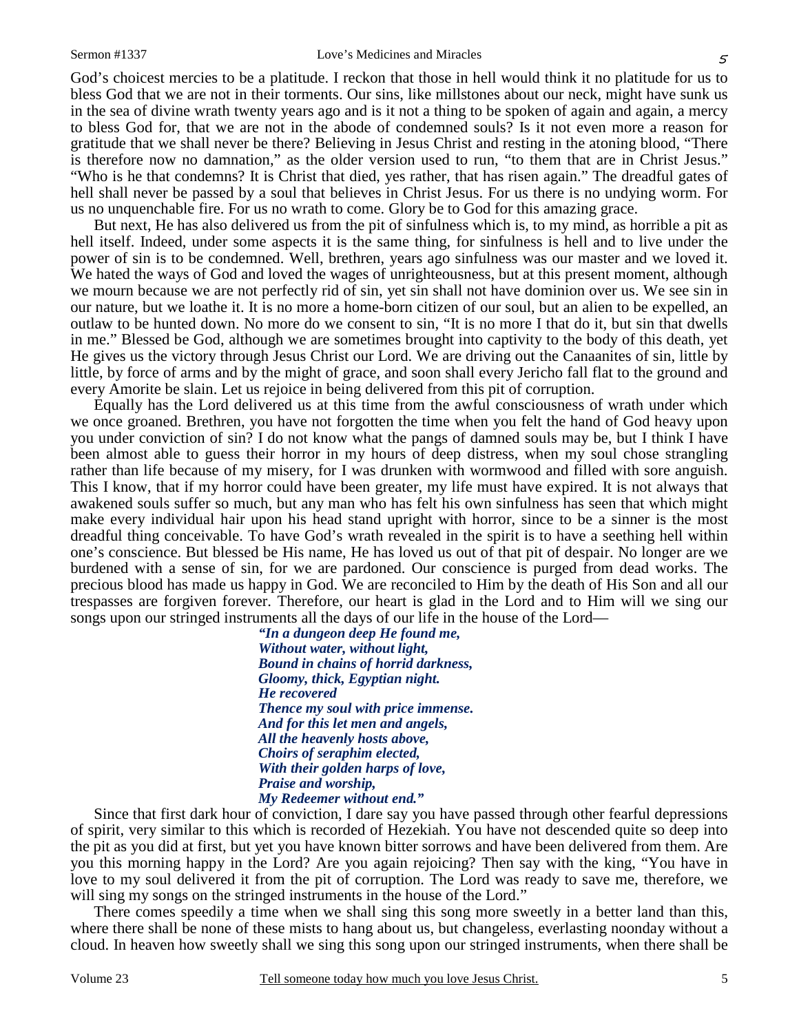God's choicest mercies to be a platitude. I reckon that those in hell would think it no platitude for us to bless God that we are not in their torments. Our sins, like millstones about our neck, might have sunk us in the sea of divine wrath twenty years ago and is it not a thing to be spoken of again and again, a mercy to bless God for, that we are not in the abode of condemned souls? Is it not even more a reason for gratitude that we shall never be there? Believing in Jesus Christ and resting in the atoning blood, "There is therefore now no damnation," as the older version used to run, "to them that are in Christ Jesus." "Who is he that condemns? It is Christ that died, yes rather, that has risen again." The dreadful gates of hell shall never be passed by a soul that believes in Christ Jesus. For us there is no undying worm. For us no unquenchable fire. For us no wrath to come. Glory be to God for this amazing grace.

But next, He has also delivered us from the pit of sinfulness which is, to my mind, as horrible a pit as hell itself. Indeed, under some aspects it is the same thing, for sinfulness is hell and to live under the power of sin is to be condemned. Well, brethren, years ago sinfulness was our master and we loved it. We hated the ways of God and loved the wages of unrighteousness, but at this present moment, although we mourn because we are not perfectly rid of sin, yet sin shall not have dominion over us. We see sin in our nature, but we loathe it. It is no more a home-born citizen of our soul, but an alien to be expelled, an outlaw to be hunted down. No more do we consent to sin, "It is no more I that do it, but sin that dwells in me." Blessed be God, although we are sometimes brought into captivity to the body of this death, yet He gives us the victory through Jesus Christ our Lord. We are driving out the Canaanites of sin, little by little, by force of arms and by the might of grace, and soon shall every Jericho fall flat to the ground and every Amorite be slain. Let us rejoice in being delivered from this pit of corruption.

Equally has the Lord delivered us at this time from the awful consciousness of wrath under which we once groaned. Brethren, you have not forgotten the time when you felt the hand of God heavy upon you under conviction of sin? I do not know what the pangs of damned souls may be, but I think I have been almost able to guess their horror in my hours of deep distress, when my soul chose strangling rather than life because of my misery, for I was drunken with wormwood and filled with sore anguish. This I know, that if my horror could have been greater, my life must have expired. It is not always that awakened souls suffer so much, but any man who has felt his own sinfulness has seen that which might make every individual hair upon his head stand upright with horror, since to be a sinner is the most dreadful thing conceivable. To have God's wrath revealed in the spirit is to have a seething hell within one's conscience. But blessed be His name, He has loved us out of that pit of despair. No longer are we burdened with a sense of sin, for we are pardoned. Our conscience is purged from dead works. The precious blood has made us happy in God. We are reconciled to Him by the death of His Son and all our trespasses are forgiven forever. Therefore, our heart is glad in the Lord and to Him will we sing our songs upon our stringed instruments all the days of our life in the house of the Lord—

> *"In a dungeon deep He found me,*
> *Without water, without light,*
> *Bound in chains of horrid darkness,*
> *Gloomy, thick, Egyptian night.*
> *He recovered*
> *Thence my soul with price immense.*
> *And for this let men and angels,*
> *All the heavenly hosts above,*
> *Choirs of seraphim elected,*
> *With their golden harps of love,*
> *Praise and worship,*
> *My Redeemer without end."*

Since that first dark hour of conviction, I dare say you have passed through other fearful depressions of spirit, very similar to this which is recorded of Hezekiah. You have not descended quite so deep into the pit as you did at first, but yet you have known bitter sorrows and have been delivered from them. Are you this morning happy in the Lord? Are you again rejoicing? Then say with the king, "You have in love to my soul delivered it from the pit of corruption. The Lord was ready to save me, therefore, we will sing my songs on the stringed instruments in the house of the Lord."

There comes speedily a time when we shall sing this song more sweetly in a better land than this, where there shall be none of these mists to hang about us, but changeless, everlasting noonday without a cloud. In heaven how sweetly shall we sing this song upon our stringed instruments, when there shall be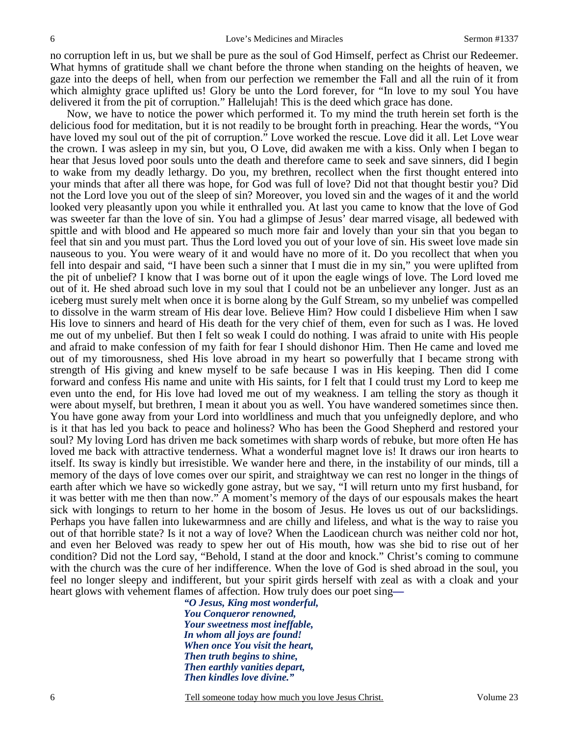no corruption left in us, but we shall be pure as the soul of God Himself, perfect as Christ our Redeemer. What hymns of gratitude shall we chant before the throne when standing on the heights of heaven, we gaze into the deeps of hell, when from our perfection we remember the Fall and all the ruin of it from which almighty grace uplifted us! Glory be unto the Lord forever, for "In love to my soul You have delivered it from the pit of corruption." Hallelujah! This is the deed which grace has done.

Now, we have to notice the power which performed it. To my mind the truth herein set forth is the delicious food for meditation, but it is not readily to be brought forth in preaching. Hear the words, "You have loved my soul out of the pit of corruption." Love worked the rescue. Love did it all. Let Love wear the crown. I was asleep in my sin, but you, O Love, did awaken me with a kiss. Only when I began to hear that Jesus loved poor souls unto the death and therefore came to seek and save sinners, did I begin to wake from my deadly lethargy. Do you, my brethren, recollect when the first thought entered into your minds that after all there was hope, for God was full of love? Did not that thought bestir you? Did not the Lord love you out of the sleep of sin? Moreover, you loved sin and the wages of it and the world looked very pleasantly upon you while it enthralled you. At last you came to know that the love of God was sweeter far than the love of sin. You had a glimpse of Jesus' dear marred visage, all bedewed with spittle and with blood and He appeared so much more fair and lovely than your sin that you began to feel that sin and you must part. Thus the Lord loved you out of your love of sin. His sweet love made sin nauseous to you. You were weary of it and would have no more of it. Do you recollect that when you fell into despair and said, "I have been such a sinner that I must die in my sin," you were uplifted from the pit of unbelief? I know that I was borne out of it upon the eagle wings of love. The Lord loved me out of it. He shed abroad such love in my soul that I could not be an unbeliever any longer. Just as an iceberg must surely melt when once it is borne along by the Gulf Stream, so my unbelief was compelled to dissolve in the warm stream of His dear love. Believe Him? How could I disbelieve Him when I saw His love to sinners and heard of His death for the very chief of them, even for such as I was. He loved me out of my unbelief. But then I felt so weak I could do nothing. I was afraid to unite with His people and afraid to make confession of my faith for fear I should dishonor Him. Then He came and loved me out of my timorousness, shed His love abroad in my heart so powerfully that I became strong with strength of His giving and knew myself to be safe because I was in His keeping. Then did I come forward and confess His name and unite with His saints, for I felt that I could trust my Lord to keep me even unto the end, for His love had loved me out of my weakness. I am telling the story as though it were about myself, but brethren, I mean it about you as well. You have wandered sometimes since then. You have gone away from your Lord into worldliness and much that you unfeignedly deplore, and who is it that has led you back to peace and holiness? Who has been the Good Shepherd and restored your soul? My loving Lord has driven me back sometimes with sharp words of rebuke, but more often He has loved me back with attractive tenderness. What a wonderful magnet love is! It draws our iron hearts to itself. Its sway is kindly but irresistible. We wander here and there, in the instability of our minds, till a memory of the days of love comes over our spirit, and straightway we can rest no longer in the things of earth after which we have so wickedly gone astray, but we say, "I will return unto my first husband, for it was better with me then than now." A moment's memory of the days of our espousals makes the heart sick with longings to return to her home in the bosom of Jesus. He loves us out of our backslidings. Perhaps you have fallen into lukewarmness and are chilly and lifeless, and what is the way to raise you out of that horrible state? Is it not a way of love? When the Laodicean church was neither cold nor hot, and even her Beloved was ready to spew her out of His mouth, how was she bid to rise out of her condition? Did not the Lord say, "Behold, I stand at the door and knock." Christ's coming to commune with the church was the cure of her indifference. When the love of God is shed abroad in the soul, you feel no longer sleepy and indifferent, but your spirit girds herself with zeal as with a cloak and your heart glows with vehement flames of affection. How truly does our poet sing—

> ***"O Jesus, King most wonderful,***
> ***You Conqueror renowned,***
> ***Your sweetness most ineffable,***
> ***In whom all joys are found!***
> ***When once You visit the heart,***
> ***Then truth begins to shine,***
> ***Then earthly vanities depart,***
> ***Then kindles love divine."***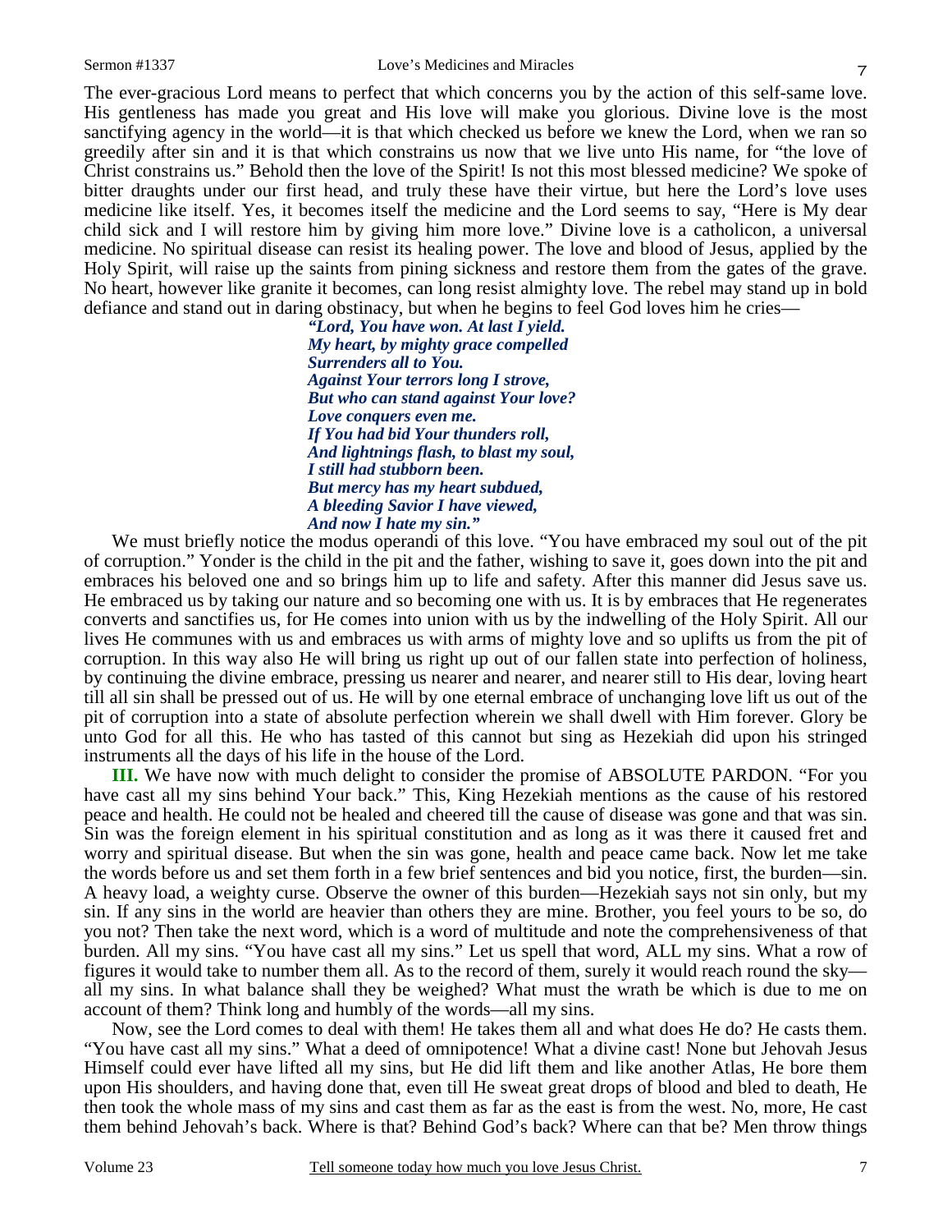The ever-gracious Lord means to perfect that which concerns you by the action of this self-same love. His gentleness has made you great and His love will make you glorious. Divine love is the most sanctifying agency in the world—it is that which checked us before we knew the Lord, when we ran so greedily after sin and it is that which constrains us now that we live unto His name, for "the love of Christ constrains us." Behold then the love of the Spirit! Is not this most blessed medicine? We spoke of bitter draughts under our first head, and truly these have their virtue, but here the Lord's love uses medicine like itself. Yes, it becomes itself the medicine and the Lord seems to say, "Here is My dear child sick and I will restore him by giving him more love." Divine love is a catholicon, a universal medicine. No spiritual disease can resist its healing power. The love and blood of Jesus, applied by the Holy Spirit, will raise up the saints from pining sickness and restore them from the gates of the grave. No heart, however like granite it becomes, can long resist almighty love. The rebel may stand up in bold defiance and stand out in daring obstinacy, but when he begins to feel God loves him he cries—

> ***"Lord, You have won. At last I yield.***
> ***My heart, by mighty grace compelled***
> ***Surrenders all to You.***
> ***Against Your terrors long I strove,***
> ***But who can stand against Your love?***
> ***Love conquers even me.***
> ***If You had bid Your thunders roll,***
> ***And lightnings flash, to blast my soul,***
> ***I still had stubborn been.***
> ***But mercy has my heart subdued,***
> ***A bleeding Savior I have viewed,***
> ***And now I hate my sin."***

We must briefly notice the modus operandi of this love. "You have embraced my soul out of the pit of corruption." Yonder is the child in the pit and the father, wishing to save it, goes down into the pit and embraces his beloved one and so brings him up to life and safety. After this manner did Jesus save us. He embraced us by taking our nature and so becoming one with us. It is by embraces that He regenerates converts and sanctifies us, for He comes into union with us by the indwelling of the Holy Spirit. All our lives He communes with us and embraces us with arms of mighty love and so uplifts us from the pit of corruption. In this way also He will bring us right up out of our fallen state into perfection of holiness, by continuing the divine embrace, pressing us nearer and nearer, and nearer still to His dear, loving heart till all sin shall be pressed out of us. He will by one eternal embrace of unchanging love lift us out of the pit of corruption into a state of absolute perfection wherein we shall dwell with Him forever. Glory be unto God for all this. He who has tasted of this cannot but sing as Hezekiah did upon his stringed instruments all the days of his life in the house of the Lord.

**III.** We have now with much delight to consider the promise of ABSOLUTE PARDON. "For you have cast all my sins behind Your back." This, King Hezekiah mentions as the cause of his restored peace and health. He could not be healed and cheered till the cause of disease was gone and that was sin. Sin was the foreign element in his spiritual constitution and as long as it was there it caused fret and worry and spiritual disease. But when the sin was gone, health and peace came back. Now let me take the words before us and set them forth in a few brief sentences and bid you notice, first, the burden—sin. A heavy load, a weighty curse. Observe the owner of this burden—Hezekiah says not sin only, but my sin. If any sins in the world are heavier than others they are mine. Brother, you feel yours to be so, do you not? Then take the next word, which is a word of multitude and note the comprehensiveness of that burden. All my sins. "You have cast all my sins." Let us spell that word, ALL my sins. What a row of figures it would take to number them all. As to the record of them, surely it would reach round the sky—all my sins. In what balance shall they be weighed? What must the wrath be which is due to me on account of them? Think long and humbly of the words—all my sins.

Now, see the Lord comes to deal with them! He takes them all and what does He do? He casts them. "You have cast all my sins." What a deed of omnipotence! What a divine cast! None but Jehovah Jesus Himself could ever have lifted all my sins, but He did lift them and like another Atlas, He bore them upon His shoulders, and having done that, even till He sweat great drops of blood and bled to death, He then took the whole mass of my sins and cast them as far as the east is from the west. No, more, He cast them behind Jehovah's back. Where is that? Behind God's back? Where can that be? Men throw things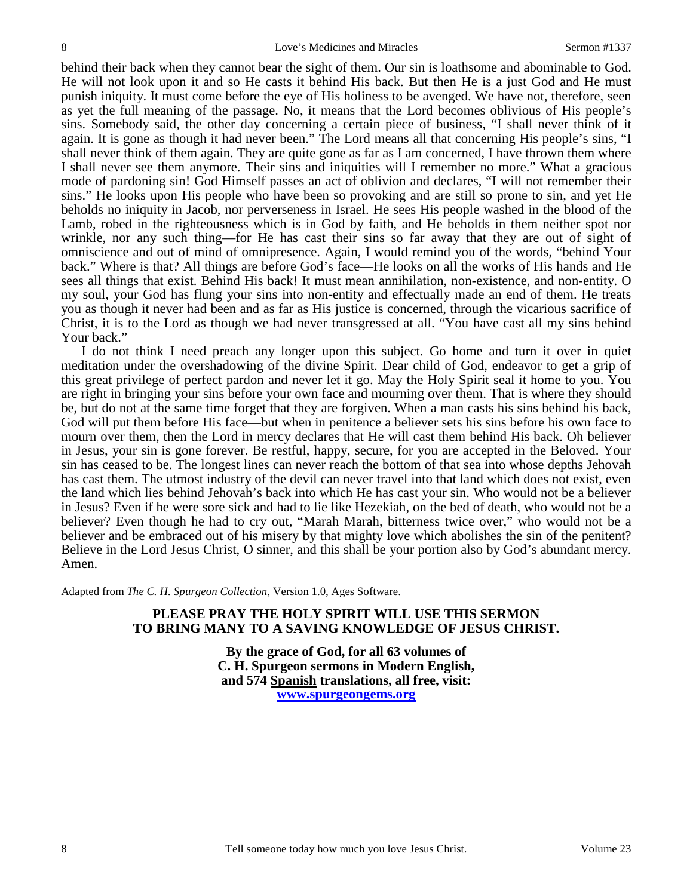behind their back when they cannot bear the sight of them. Our sin is loathsome and abominable to God. He will not look upon it and so He casts it behind His back. But then He is a just God and He must punish iniquity. It must come before the eye of His holiness to be avenged. We have not, therefore, seen as yet the full meaning of the passage. No, it means that the Lord becomes oblivious of His people's sins. Somebody said, the other day concerning a certain piece of business, "I shall never think of it again. It is gone as though it had never been." The Lord means all that concerning His people's sins, "I shall never think of them again. They are quite gone as far as I am concerned, I have thrown them where I shall never see them anymore. Their sins and iniquities will I remember no more." What a gracious mode of pardoning sin! God Himself passes an act of oblivion and declares, "I will not remember their sins." He looks upon His people who have been so provoking and are still so prone to sin, and yet He beholds no iniquity in Jacob, nor perverseness in Israel. He sees His people washed in the blood of the Lamb, robed in the righteousness which is in God by faith, and He beholds in them neither spot nor wrinkle, nor any such thing—for He has cast their sins so far away that they are out of sight of omniscience and out of mind of omnipresence. Again, I would remind you of the words, "behind Your back." Where is that? All things are before God's face—He looks on all the works of His hands and He sees all things that exist. Behind His back! It must mean annihilation, non-existence, and non-entity. O my soul, your God has flung your sins into non-entity and effectually made an end of them. He treats you as though it never had been and as far as His justice is concerned, through the vicarious sacrifice of Christ, it is to the Lord as though we had never transgressed at all. "You have cast all my sins behind Your back."

I do not think I need preach any longer upon this subject. Go home and turn it over in quiet meditation under the overshadowing of the divine Spirit. Dear child of God, endeavor to get a grip of this great privilege of perfect pardon and never let it go. May the Holy Spirit seal it home to you. You are right in bringing your sins before your own face and mourning over them. That is where they should be, but do not at the same time forget that they are forgiven. When a man casts his sins behind his back, God will put them before His face—but when in penitence a believer sets his sins before his own face to mourn over them, then the Lord in mercy declares that He will cast them behind His back. Oh believer in Jesus, your sin is gone forever. Be restful, happy, secure, for you are accepted in the Beloved. Your sin has ceased to be. The longest lines can never reach the bottom of that sea into whose depths Jehovah has cast them. The utmost industry of the devil can never travel into that land which does not exist, even the land which lies behind Jehovah's back into which He has cast your sin. Who would not be a believer in Jesus? Even if he were sore sick and had to lie like Hezekiah, on the bed of death, who would not be a believer? Even though he had to cry out, "Marah Marah, bitterness twice over," who would not be a believer and be embraced out of his misery by that mighty love which abolishes the sin of the penitent? Believe in the Lord Jesus Christ, O sinner, and this shall be your portion also by God's abundant mercy. Amen.

Adapted from *The C. H. Spurgeon Collection*, Version 1.0, Ages Software.

**PLEASE PRAY THE HOLY SPIRIT WILL USE THIS SERMON TO BRING MANY TO A SAVING KNOWLEDGE OF JESUS CHRIST.**

**By the grace of God, for all 63 volumes of C. H. Spurgeon sermons in Modern English, and 574 Spanish translations, all free, visit: www.spurgeongems.org**